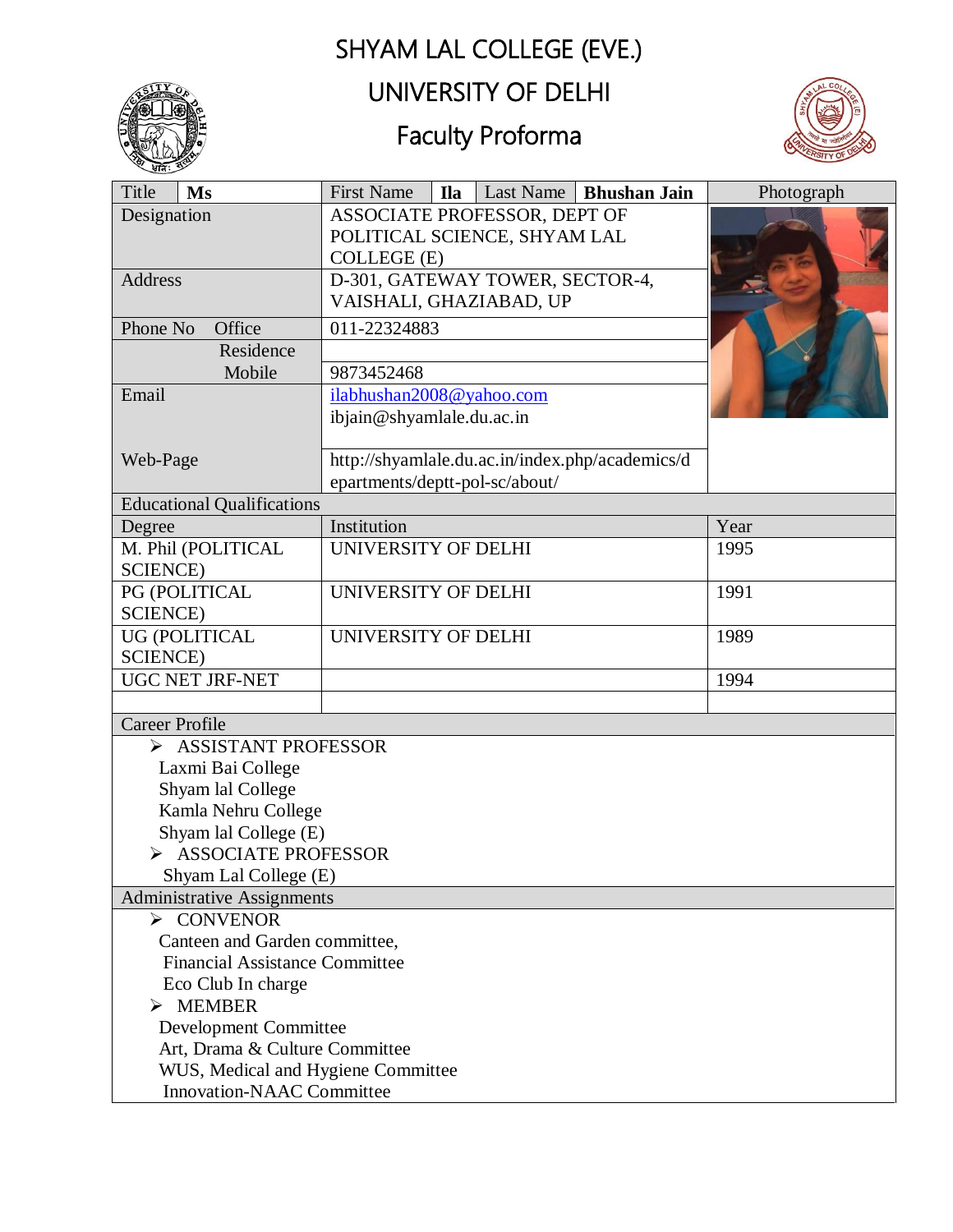# SHYAM LAL COLLEGE (EVE.)

# UNIVERSITY OF DELHI

## Faculty Proforma

| Title | Ms | First Name | Ila | Last Name | Bhushan Jain | Photograph |
|---|---|---|---|---|---|---|
| Designation | | ASSOCIATE PROFESSOR, DEPT OF POLITICAL SCIENCE, SHYAM LAL COLLEGE (E) | | | | |
| Address | | D-301, GATEWAY TOWER, SECTOR-4, VAISHALI, GHAZIABAD, UP | | | | |
| Phone No | Office | 011-22324883 | | | | |
| | Residence | | | | | |
| | Mobile | 9873452468 | | | | |
| Email | | ilabhushan2008@yahoo.com<br>ibjain@shyamlale.du.ac.in | | | | |
| Web-Page | | http://shyamlale.du.ac.in/index.php/academics/departments/deptt-pol-sc/about/ | | | | |

### Educational Qualifications

| Degree | Institution | Year |
|---|---|---|
| M. Phil (POLITICAL SCIENCE) | UNIVERSITY OF DELHI | 1995 |
| PG (POLITICAL SCIENCE) | UNIVERSITY OF DELHI | 1991 |
| UG (POLITICAL SCIENCE) | UNIVERSITY OF DELHI | 1989 |
| UGC NET JRF-NET | | 1994 |
| | | |

### Career Profile

- ASSISTANT PROFESSOR
  - Laxmi Bai College
  - Shyam lal College
  - Kamla Nehru College
  - Shyam lal College (E)
- ASSOCIATE PROFESSOR
  - Shyam Lal College (E)

### Administrative Assignments

- CONVENOR
  - Canteen and Garden committee,
  - Financial Assistance Committee
  - Eco Club In charge
- MEMBER
  - Development Committee
  - Art, Drama & Culture Committee
  - WUS, Medical and Hygiene Committee
  - Innovation-NAAC Committee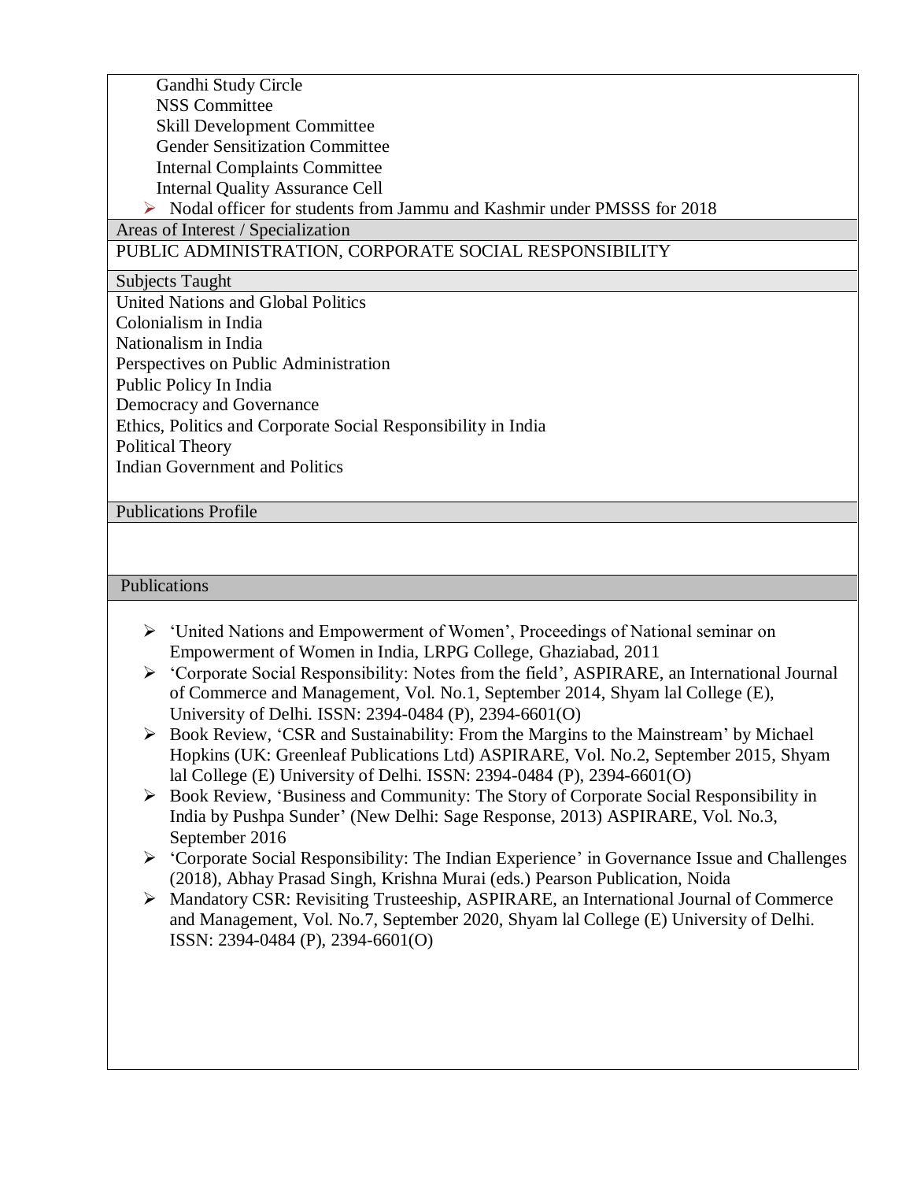Gandhi Study Circle
NSS Committee
Skill Development Committee
Gender Sensitization Committee
Internal Complaints Committee
Internal Quality Assurance Cell

- Nodal officer for students from Jammu and Kashmir under PMSSS for 2018

## Areas of Interest / Specialization

PUBLIC ADMINISTRATION, CORPORATE SOCIAL RESPONSIBILITY

## Subjects Taught

United Nations and Global Politics
Colonialism in India
Nationalism in India
Perspectives on Public Administration
Public Policy In India
Democracy and Governance
Ethics, Politics and Corporate Social Responsibility in India
Political Theory
Indian Government and Politics

## Publications Profile

## Publications

- 'United Nations and Empowerment of Women', Proceedings of National seminar on Empowerment of Women in India, LRPG College, Ghaziabad, 2011
- 'Corporate Social Responsibility: Notes from the field', ASPIRARE, an International Journal of Commerce and Management, Vol. No.1, September 2014, Shyam lal College (E), University of Delhi. ISSN: 2394-0484 (P), 2394-6601(O)
- Book Review, 'CSR and Sustainability: From the Margins to the Mainstream' by Michael Hopkins (UK: Greenleaf Publications Ltd) ASPIRARE, Vol. No.2, September 2015, Shyam lal College (E) University of Delhi. ISSN: 2394-0484 (P), 2394-6601(O)
- Book Review, 'Business and Community: The Story of Corporate Social Responsibility in India by Pushpa Sunder' (New Delhi: Sage Response, 2013) ASPIRARE, Vol. No.3, September 2016
- 'Corporate Social Responsibility: The Indian Experience' in Governance Issue and Challenges (2018), Abhay Prasad Singh, Krishna Murai (eds.) Pearson Publication, Noida
- Mandatory CSR: Revisiting Trusteeship, ASPIRARE, an International Journal of Commerce and Management, Vol. No.7, September 2020, Shyam lal College (E) University of Delhi. ISSN: 2394-0484 (P), 2394-6601(O)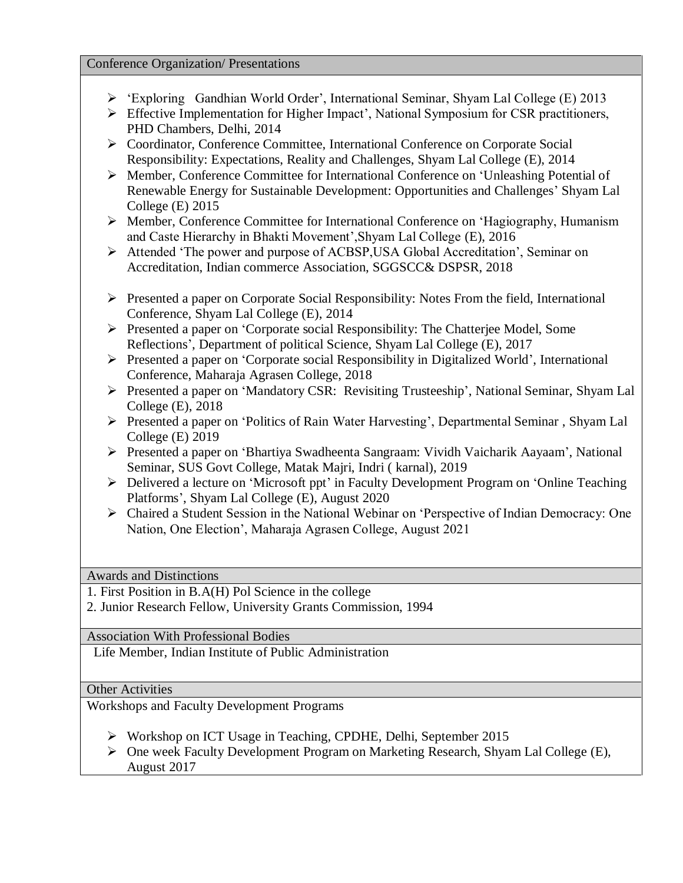## Conference Organization/ Presentations

- 'Exploring Gandhian World Order', International Seminar, Shyam Lal College (E) 2013
- Effective Implementation for Higher Impact', National Symposium for CSR practitioners, PHD Chambers, Delhi, 2014
- Coordinator, Conference Committee, International Conference on Corporate Social Responsibility: Expectations, Reality and Challenges, Shyam Lal College (E), 2014
- Member, Conference Committee for International Conference on 'Unleashing Potential of Renewable Energy for Sustainable Development: Opportunities and Challenges' Shyam Lal College (E) 2015
- Member, Conference Committee for International Conference on 'Hagiography, Humanism and Caste Hierarchy in Bhakti Movement',Shyam Lal College (E), 2016
- Attended 'The power and purpose of ACBSP,USA Global Accreditation', Seminar on Accreditation, Indian commerce Association, SGGSCC& DSPSR, 2018

- Presented a paper on Corporate Social Responsibility: Notes From the field, International Conference, Shyam Lal College (E), 2014
- Presented a paper on 'Corporate social Responsibility: The Chatterjee Model, Some Reflections', Department of political Science, Shyam Lal College (E), 2017
- Presented a paper on 'Corporate social Responsibility in Digitalized World', International Conference, Maharaja Agrasen College, 2018
- Presented a paper on 'Mandatory CSR: Revisiting Trusteeship', National Seminar, Shyam Lal College (E), 2018
- Presented a paper on 'Politics of Rain Water Harvesting', Departmental Seminar , Shyam Lal College (E) 2019
- Presented a paper on 'Bhartiya Swadheenta Sangraam: Vividh Vaicharik Aayaam', National Seminar, SUS Govt College, Matak Majri, Indri ( karnal), 2019
- Delivered a lecture on 'Microsoft ppt' in Faculty Development Program on 'Online Teaching Platforms', Shyam Lal College (E), August 2020
- Chaired a Student Session in the National Webinar on 'Perspective of Indian Democracy: One Nation, One Election', Maharaja Agrasen College, August 2021

## Awards and Distinctions

1. First Position in B.A(H) Pol Science in the college
2. Junior Research Fellow, University Grants Commission, 1994

## Association With Professional Bodies

Life Member, Indian Institute of Public Administration

## Other Activities

Workshops and Faculty Development Programs

- Workshop on ICT Usage in Teaching, CPDHE, Delhi, September 2015
- One week Faculty Development Program on Marketing Research, Shyam Lal College (E), August 2017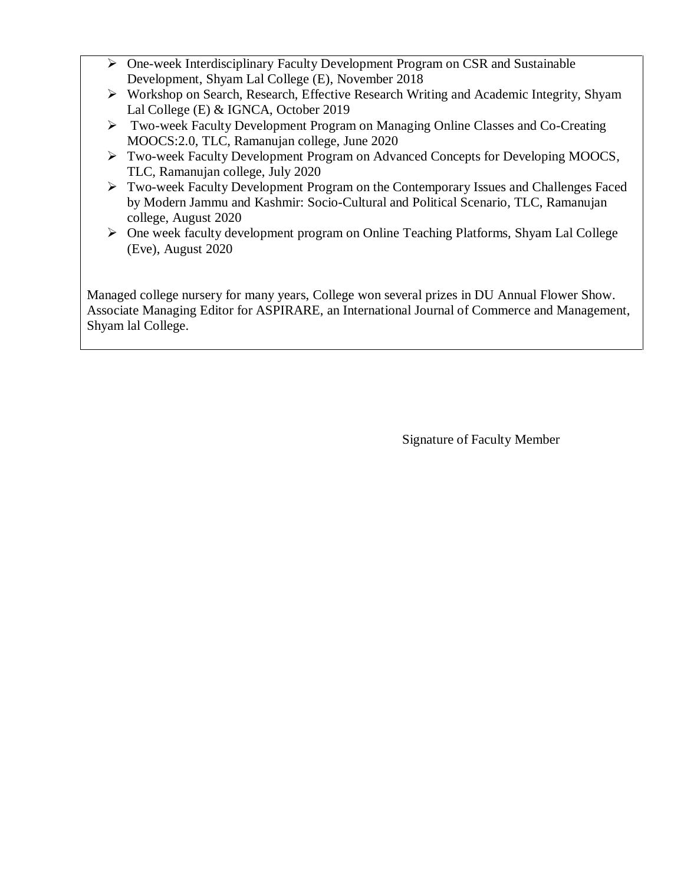- One-week Interdisciplinary Faculty Development Program on CSR and Sustainable Development, Shyam Lal College (E), November 2018
- Workshop on Search, Research, Effective Research Writing and Academic Integrity, Shyam Lal College (E) & IGNCA, October 2019
- Two-week Faculty Development Program on Managing Online Classes and Co-Creating MOOCS:2.0, TLC, Ramanujan college, June 2020
- Two-week Faculty Development Program on Advanced Concepts for Developing MOOCS, TLC, Ramanujan college, July 2020
- Two-week Faculty Development Program on the Contemporary Issues and Challenges Faced by Modern Jammu and Kashmir: Socio-Cultural and Political Scenario, TLC, Ramanujan college, August 2020
- One week faculty development program on Online Teaching Platforms, Shyam Lal College (Eve), August 2020

Managed college nursery for many years, College won several prizes in DU Annual Flower Show. Associate Managing Editor for ASPIRARE, an International Journal of Commerce and Management, Shyam lal College.

Signature of Faculty Member